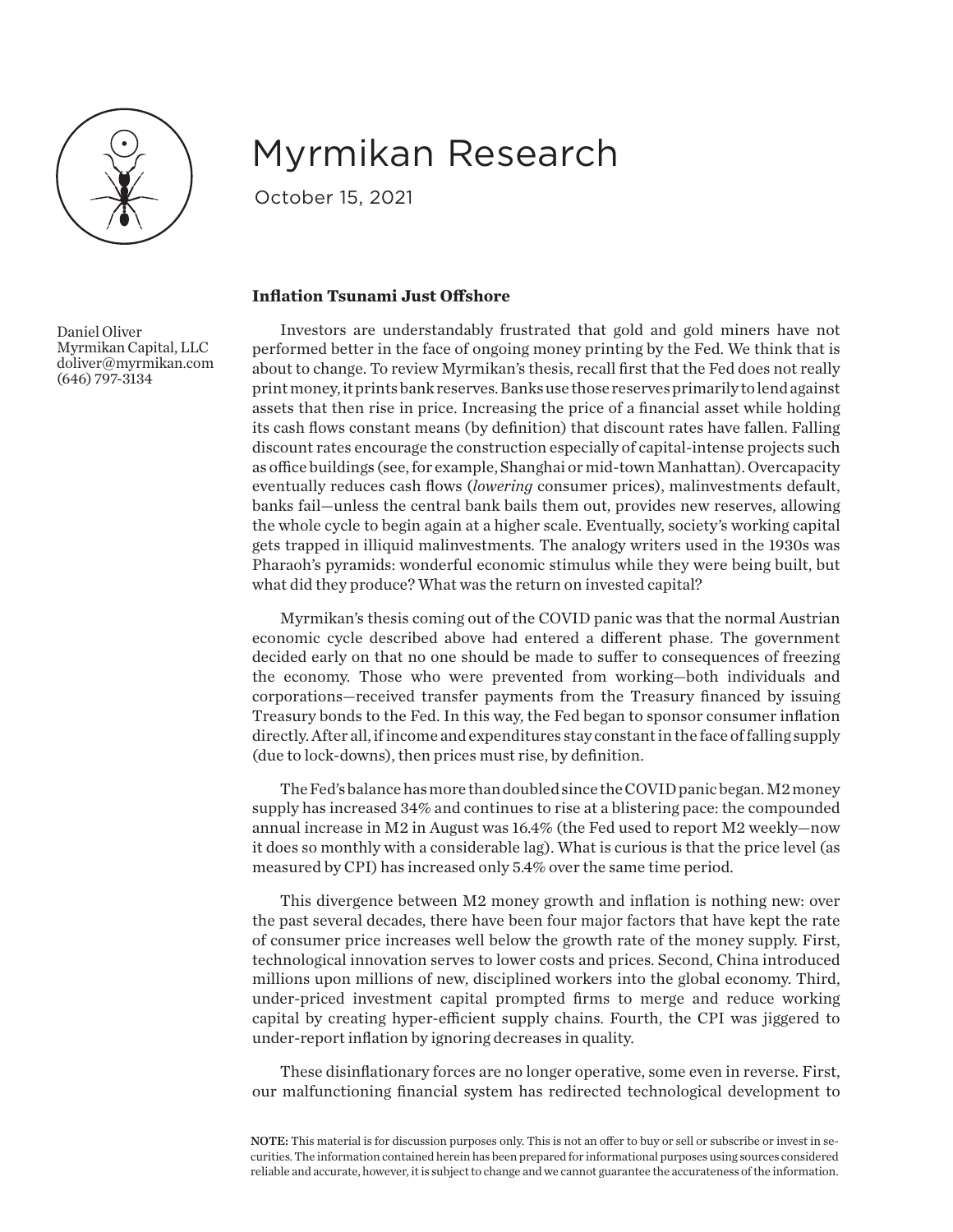# Myrmikan Research

October 15, 2021

Daniel Oliver
Myrmikan Capital, LLC
doliver@myrmikan.com
(646) 797-3134

## Inflation Tsunami Just Offshore

Investors are understandably frustrated that gold and gold miners have not performed better in the face of ongoing money printing by the Fed. We think that is about to change. To review Myrmikan's thesis, recall first that the Fed does not really print money, it prints bank reserves. Banks use those reserves primarily to lend against assets that then rise in price. Increasing the price of a financial asset while holding its cash flows constant means (by definition) that discount rates have fallen. Falling discount rates encourage the construction especially of capital-intense projects such as office buildings (see, for example, Shanghai or mid-town Manhattan). Overcapacity eventually reduces cash flows (*lowering* consumer prices), malinvestments default, banks fail—unless the central bank bails them out, provides new reserves, allowing the whole cycle to begin again at a higher scale. Eventually, society's working capital gets trapped in illiquid malinvestments. The analogy writers used in the 1930s was Pharaoh's pyramids: wonderful economic stimulus while they were being built, but what did they produce? What was the return on invested capital?

Myrmikan's thesis coming out of the COVID panic was that the normal Austrian economic cycle described above had entered a different phase. The government decided early on that no one should be made to suffer to consequences of freezing the economy. Those who were prevented from working—both individuals and corporations—received transfer payments from the Treasury financed by issuing Treasury bonds to the Fed. In this way, the Fed began to sponsor consumer inflation directly. After all, if income and expenditures stay constant in the face of falling supply (due to lock-downs), then prices must rise, by definition.

The Fed's balance has more than doubled since the COVID panic began. M2 money supply has increased 34% and continues to rise at a blistering pace: the compounded annual increase in M2 in August was 16.4% (the Fed used to report M2 weekly—now it does so monthly with a considerable lag). What is curious is that the price level (as measured by CPI) has increased only 5.4% over the same time period.

This divergence between M2 money growth and inflation is nothing new: over the past several decades, there have been four major factors that have kept the rate of consumer price increases well below the growth rate of the money supply. First, technological innovation serves to lower costs and prices. Second, China introduced millions upon millions of new, disciplined workers into the global economy. Third, under-priced investment capital prompted firms to merge and reduce working capital by creating hyper-efficient supply chains. Fourth, the CPI was jiggered to under-report inflation by ignoring decreases in quality.

These disinflationary forces are no longer operative, some even in reverse. First, our malfunctioning financial system has redirected technological development to

**NOTE:** This material is for discussion purposes only. This is not an offer to buy or sell or subscribe or invest in securities. The information contained herein has been prepared for informational purposes using sources considered reliable and accurate, however, it is subject to change and we cannot guarantee the accurateness of the information.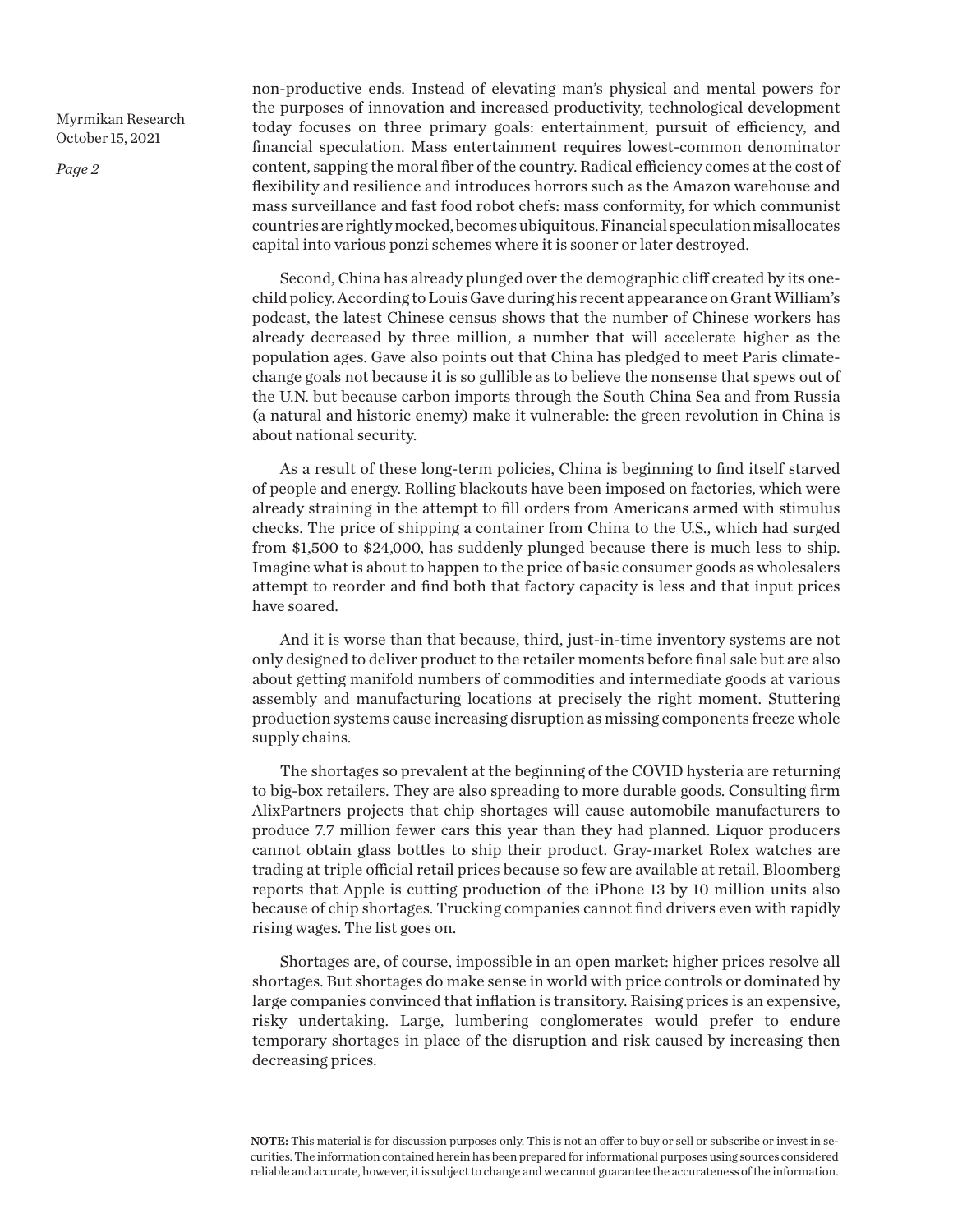non-productive ends. Instead of elevating man's physical and mental powers for the purposes of innovation and increased productivity, technological development today focuses on three primary goals: entertainment, pursuit of efficiency, and financial speculation. Mass entertainment requires lowest-common denominator content, sapping the moral fiber of the country. Radical efficiency comes at the cost of flexibility and resilience and introduces horrors such as the Amazon warehouse and mass surveillance and fast food robot chefs: mass conformity, for which communist countries are rightly mocked, becomes ubiquitous. Financial speculation misallocates capital into various ponzi schemes where it is sooner or later destroyed.

Second, China has already plunged over the demographic cliff created by its one-child policy. According to Louis Gave during his recent appearance on Grant William's podcast, the latest Chinese census shows that the number of Chinese workers has already decreased by three million, a number that will accelerate higher as the population ages. Gave also points out that China has pledged to meet Paris climate-change goals not because it is so gullible as to believe the nonsense that spews out of the U.N. but because carbon imports through the South China Sea and from Russia (a natural and historic enemy) make it vulnerable: the green revolution in China is about national security.

As a result of these long-term policies, China is beginning to find itself starved of people and energy. Rolling blackouts have been imposed on factories, which were already straining in the attempt to fill orders from Americans armed with stimulus checks. The price of shipping a container from China to the U.S., which had surged from $1,500 to $24,000, has suddenly plunged because there is much less to ship. Imagine what is about to happen to the price of basic consumer goods as wholesalers attempt to reorder and find both that factory capacity is less and that input prices have soared.

And it is worse than that because, third, just-in-time inventory systems are not only designed to deliver product to the retailer moments before final sale but are also about getting manifold numbers of commodities and intermediate goods at various assembly and manufacturing locations at precisely the right moment. Stuttering production systems cause increasing disruption as missing components freeze whole supply chains.

The shortages so prevalent at the beginning of the COVID hysteria are returning to big-box retailers. They are also spreading to more durable goods. Consulting firm AlixPartners projects that chip shortages will cause automobile manufacturers to produce 7.7 million fewer cars this year than they had planned. Liquor producers cannot obtain glass bottles to ship their product. Gray-market Rolex watches are trading at triple official retail prices because so few are available at retail. Bloomberg reports that Apple is cutting production of the iPhone 13 by 10 million units also because of chip shortages. Trucking companies cannot find drivers even with rapidly rising wages. The list goes on.

Shortages are, of course, impossible in an open market: higher prices resolve all shortages. But shortages do make sense in world with price controls or dominated by large companies convinced that inflation is transitory. Raising prices is an expensive, risky undertaking. Large, lumbering conglomerates would prefer to endure temporary shortages in place of the disruption and risk caused by increasing then decreasing prices.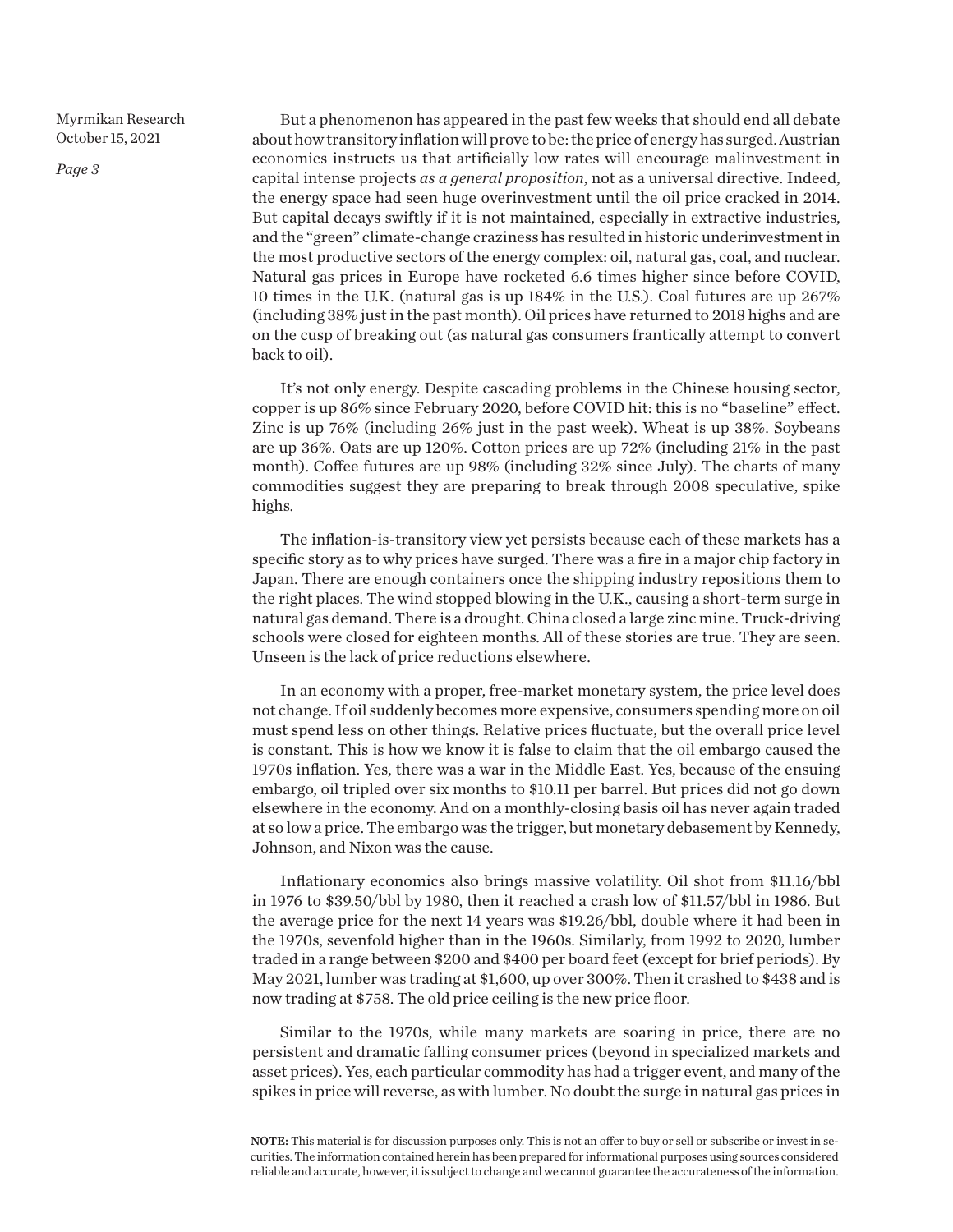But a phenomenon has appeared in the past few weeks that should end all debate about how transitory inflation will prove to be: the price of energy has surged. Austrian economics instructs us that artificially low rates will encourage malinvestment in capital intense projects *as a general proposition*, not as a universal directive. Indeed, the energy space had seen huge overinvestment until the oil price cracked in 2014. But capital decays swiftly if it is not maintained, especially in extractive industries, and the "green" climate-change craziness has resulted in historic underinvestment in the most productive sectors of the energy complex: oil, natural gas, coal, and nuclear. Natural gas prices in Europe have rocketed 6.6 times higher since before COVID, 10 times in the U.K. (natural gas is up 184% in the U.S.). Coal futures are up 267% (including 38% just in the past month). Oil prices have returned to 2018 highs and are on the cusp of breaking out (as natural gas consumers frantically attempt to convert back to oil).

It's not only energy. Despite cascading problems in the Chinese housing sector, copper is up 86% since February 2020, before COVID hit: this is no "baseline" effect. Zinc is up 76% (including 26% just in the past week). Wheat is up 38%. Soybeans are up 36%. Oats are up 120%. Cotton prices are up 72% (including 21% in the past month). Coffee futures are up 98% (including 32% since July). The charts of many commodities suggest they are preparing to break through 2008 speculative, spike highs.

The inflation-is-transitory view yet persists because each of these markets has a specific story as to why prices have surged. There was a fire in a major chip factory in Japan. There are enough containers once the shipping industry repositions them to the right places. The wind stopped blowing in the U.K., causing a short-term surge in natural gas demand. There is a drought. China closed a large zinc mine. Truck-driving schools were closed for eighteen months. All of these stories are true. They are seen. Unseen is the lack of price reductions elsewhere.

In an economy with a proper, free-market monetary system, the price level does not change. If oil suddenly becomes more expensive, consumers spending more on oil must spend less on other things. Relative prices fluctuate, but the overall price level is constant. This is how we know it is false to claim that the oil embargo caused the 1970s inflation. Yes, there was a war in the Middle East. Yes, because of the ensuing embargo, oil tripled over six months to $10.11 per barrel. But prices did not go down elsewhere in the economy. And on a monthly-closing basis oil has never again traded at so low a price. The embargo was the trigger, but monetary debasement by Kennedy, Johnson, and Nixon was the cause.

Inflationary economics also brings massive volatility. Oil shot from $11.16/bbl in 1976 to $39.50/bbl by 1980, then it reached a crash low of $11.57/bbl in 1986. But the average price for the next 14 years was $19.26/bbl, double where it had been in the 1970s, sevenfold higher than in the 1960s. Similarly, from 1992 to 2020, lumber traded in a range between $200 and $400 per board feet (except for brief periods). By May 2021, lumber was trading at $1,600, up over 300%. Then it crashed to $438 and is now trading at $758. The old price ceiling is the new price floor.

Similar to the 1970s, while many markets are soaring in price, there are no persistent and dramatic falling consumer prices (beyond in specialized markets and asset prices). Yes, each particular commodity has had a trigger event, and many of the spikes in price will reverse, as with lumber. No doubt the surge in natural gas prices in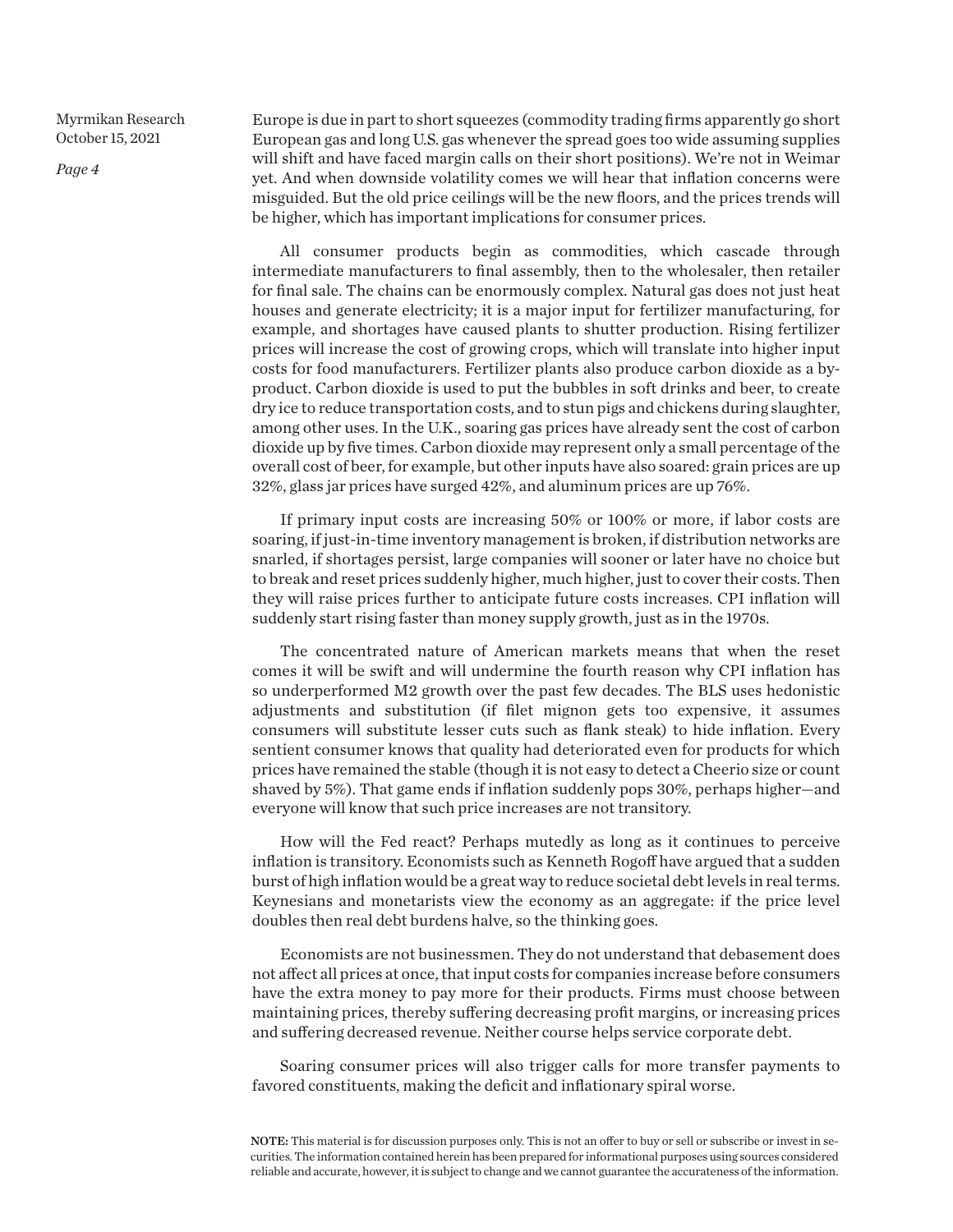Europe is due in part to short squeezes (commodity trading firms apparently go short European gas and long U.S. gas whenever the spread goes too wide assuming supplies will shift and have faced margin calls on their short positions). We're not in Weimar yet. And when downside volatility comes we will hear that inflation concerns were misguided. But the old price ceilings will be the new floors, and the prices trends will be higher, which has important implications for consumer prices.

All consumer products begin as commodities, which cascade through intermediate manufacturers to final assembly, then to the wholesaler, then retailer for final sale. The chains can be enormously complex. Natural gas does not just heat houses and generate electricity; it is a major input for fertilizer manufacturing, for example, and shortages have caused plants to shutter production. Rising fertilizer prices will increase the cost of growing crops, which will translate into higher input costs for food manufacturers. Fertilizer plants also produce carbon dioxide as a by-product. Carbon dioxide is used to put the bubbles in soft drinks and beer, to create dry ice to reduce transportation costs, and to stun pigs and chickens during slaughter, among other uses. In the U.K., soaring gas prices have already sent the cost of carbon dioxide up by five times. Carbon dioxide may represent only a small percentage of the overall cost of beer, for example, but other inputs have also soared: grain prices are up 32%, glass jar prices have surged 42%, and aluminum prices are up 76%.

If primary input costs are increasing 50% or 100% or more, if labor costs are soaring, if just-in-time inventory management is broken, if distribution networks are snarled, if shortages persist, large companies will sooner or later have no choice but to break and reset prices suddenly higher, much higher, just to cover their costs. Then they will raise prices further to anticipate future costs increases. CPI inflation will suddenly start rising faster than money supply growth, just as in the 1970s.

The concentrated nature of American markets means that when the reset comes it will be swift and will undermine the fourth reason why CPI inflation has so underperformed M2 growth over the past few decades. The BLS uses hedonistic adjustments and substitution (if filet mignon gets too expensive, it assumes consumers will substitute lesser cuts such as flank steak) to hide inflation. Every sentient consumer knows that quality had deteriorated even for products for which prices have remained the stable (though it is not easy to detect a Cheerio size or count shaved by 5%). That game ends if inflation suddenly pops 30%, perhaps higher—and everyone will know that such price increases are not transitory.

How will the Fed react? Perhaps mutedly as long as it continues to perceive inflation is transitory. Economists such as Kenneth Rogoff have argued that a sudden burst of high inflation would be a great way to reduce societal debt levels in real terms. Keynesians and monetarists view the economy as an aggregate: if the price level doubles then real debt burdens halve, so the thinking goes.

Economists are not businessmen. They do not understand that debasement does not affect all prices at once, that input costs for companies increase before consumers have the extra money to pay more for their products. Firms must choose between maintaining prices, thereby suffering decreasing profit margins, or increasing prices and suffering decreased revenue. Neither course helps service corporate debt.

Soaring consumer prices will also trigger calls for more transfer payments to favored constituents, making the deficit and inflationary spiral worse.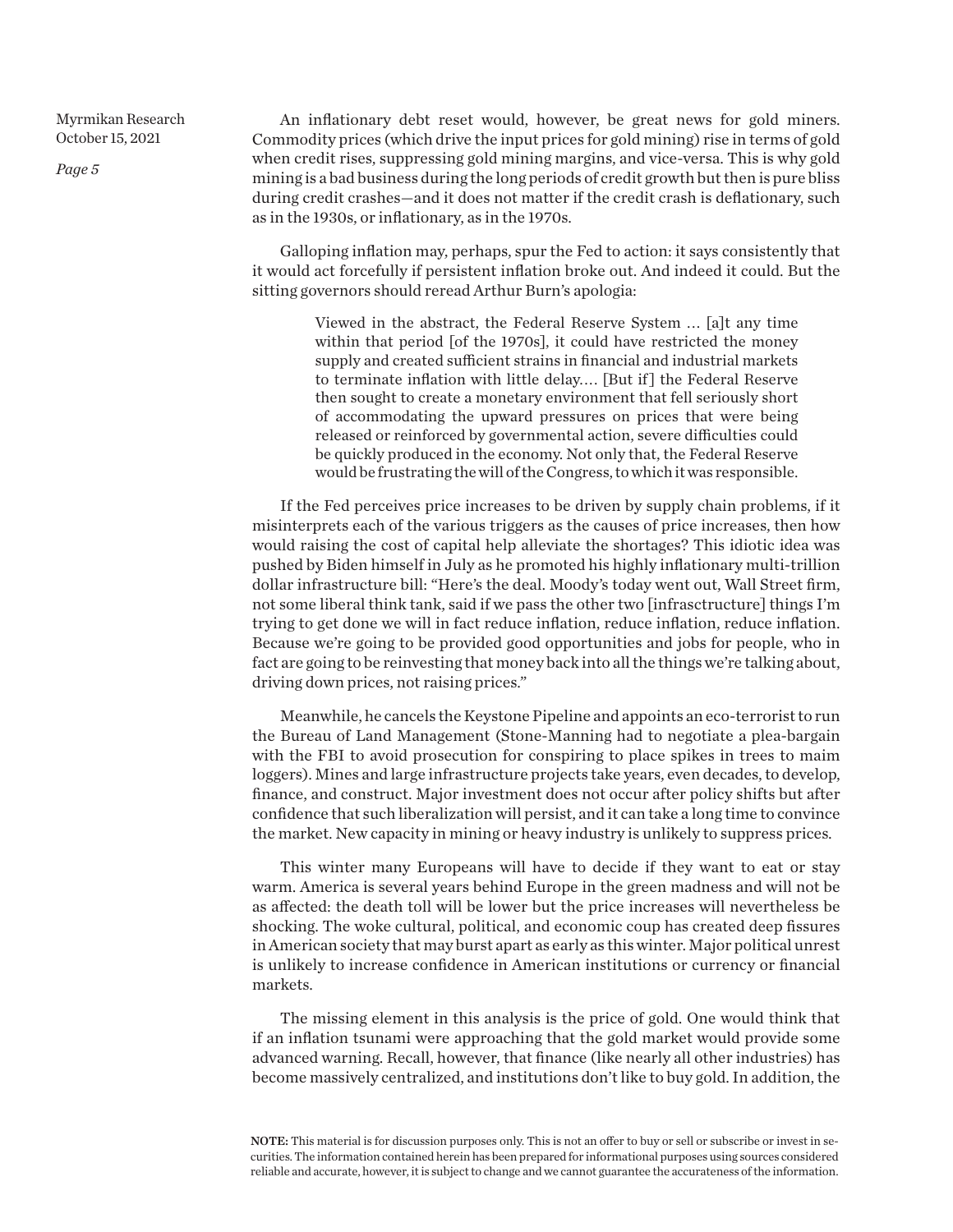An inflationary debt reset would, however, be great news for gold miners. Commodity prices (which drive the input prices for gold mining) rise in terms of gold when credit rises, suppressing gold mining margins, and vice-versa. This is why gold mining is a bad business during the long periods of credit growth but then is pure bliss during credit crashes—and it does not matter if the credit crash is deflationary, such as in the 1930s, or inflationary, as in the 1970s.

Galloping inflation may, perhaps, spur the Fed to action: it says consistently that it would act forcefully if persistent inflation broke out. And indeed it could. But the sitting governors should reread Arthur Burn's apologia:

> Viewed in the abstract, the Federal Reserve System … [a]t any time within that period [of the 1970s], it could have restricted the money supply and created sufficient strains in financial and industrial markets to terminate inflation with little delay.… [But if] the Federal Reserve then sought to create a monetary environment that fell seriously short of accommodating the upward pressures on prices that were being released or reinforced by governmental action, severe difficulties could be quickly produced in the economy. Not only that, the Federal Reserve would be frustrating the will of the Congress, to which it was responsible.

If the Fed perceives price increases to be driven by supply chain problems, if it misinterprets each of the various triggers as the causes of price increases, then how would raising the cost of capital help alleviate the shortages? This idiotic idea was pushed by Biden himself in July as he promoted his highly inflationary multi-trillion dollar infrastructure bill: "Here's the deal. Moody's today went out, Wall Street firm, not some liberal think tank, said if we pass the other two [infrasctructure] things I'm trying to get done we will in fact reduce inflation, reduce inflation, reduce inflation. Because we're going to be provided good opportunities and jobs for people, who in fact are going to be reinvesting that money back into all the things we're talking about, driving down prices, not raising prices."

Meanwhile, he cancels the Keystone Pipeline and appoints an eco-terrorist to run the Bureau of Land Management (Stone-Manning had to negotiate a plea-bargain with the FBI to avoid prosecution for conspiring to place spikes in trees to maim loggers). Mines and large infrastructure projects take years, even decades, to develop, finance, and construct. Major investment does not occur after policy shifts but after confidence that such liberalization will persist, and it can take a long time to convince the market. New capacity in mining or heavy industry is unlikely to suppress prices.

This winter many Europeans will have to decide if they want to eat or stay warm. America is several years behind Europe in the green madness and will not be as affected: the death toll will be lower but the price increases will nevertheless be shocking. The woke cultural, political, and economic coup has created deep fissures in American society that may burst apart as early as this winter. Major political unrest is unlikely to increase confidence in American institutions or currency or financial markets.

The missing element in this analysis is the price of gold. One would think that if an inflation tsunami were approaching that the gold market would provide some advanced warning. Recall, however, that finance (like nearly all other industries) has become massively centralized, and institutions don't like to buy gold. In addition, the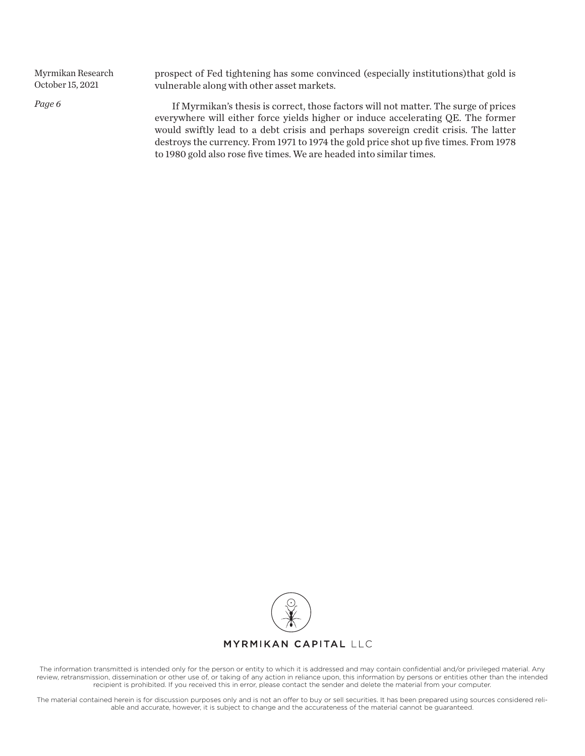prospect of Fed tightening has some convinced (especially institutions)that gold is vulnerable along with other asset markets.

If Myrmikan's thesis is correct, those factors will not matter. The surge of prices everywhere will either force yields higher or induce accelerating QE. The former would swiftly lead to a debt crisis and perhaps sovereign credit crisis. The latter destroys the currency. From 1971 to 1974 the gold price shot up five times. From 1978 to 1980 gold also rose five times. We are headed into similar times.

MYRMIKAN CAPITAL LLC

The information transmitted is intended only for the person or entity to which it is addressed and may contain confidential and/or privileged material. Any review, retransmission, dissemination or other use of, or taking of any action in reliance upon, this information by persons or entities other than the intended recipient is prohibited. If you received this in error, please contact the sender and delete the material from your computer.

The material contained herein is for discussion purposes only and is not an offer to buy or sell securities. It has been prepared using sources considered reliable and accurate, however, it is subject to change and the accurateness of the material cannot be guaranteed.